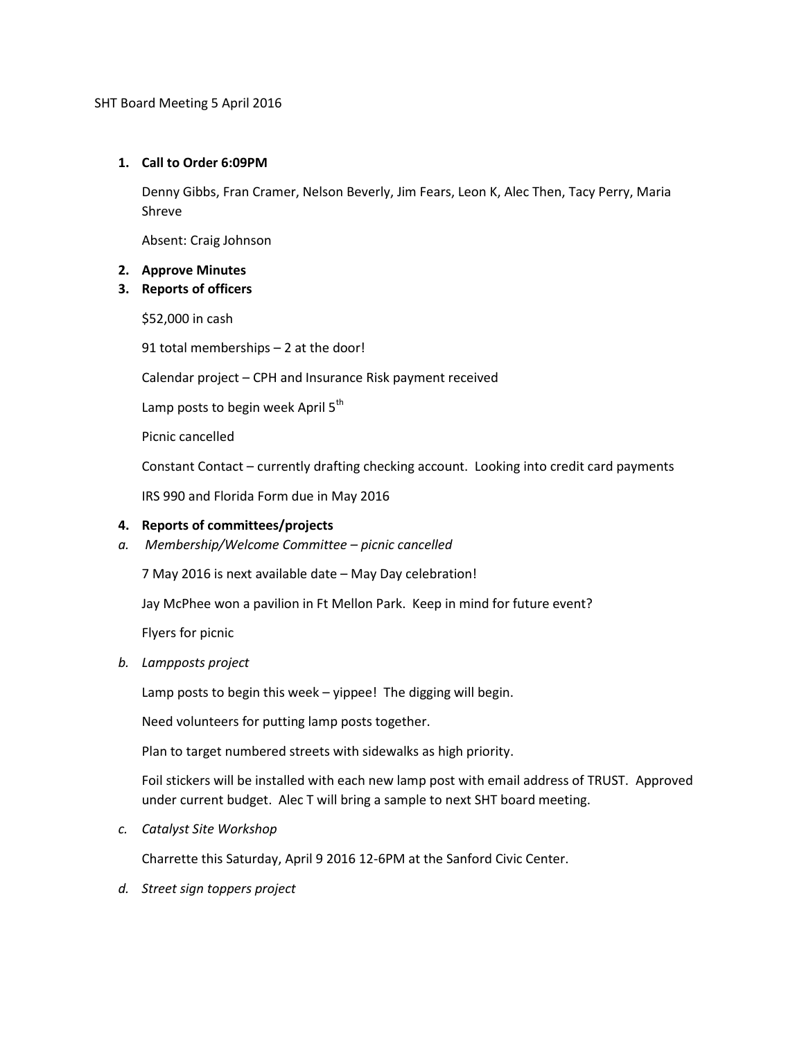SHT Board Meeting 5 April 2016

1. **Call to Order 6:09PM**

   Denny Gibbs, Fran Cramer, Nelson Beverly, Jim Fears, Leon K, Alec Then, Tacy Perry, Maria Shreve

   Absent: Craig Johnson

2. **Approve Minutes**
3. **Reports of officers**

   $52,000 in cash

   91 total memberships – 2 at the door!

   Calendar project – CPH and Insurance Risk payment received

   Lamp posts to begin week April 5th

   Picnic cancelled

   Constant Contact – currently drafting checking account. Looking into credit card payments

   IRS 990 and Florida Form due in May 2016

4. **Reports of committees/projects**

*a. Membership/Welcome Committee – picnic cancelled*

   7 May 2016 is next available date – May Day celebration!

   Jay McPhee won a pavilion in Ft Mellon Park. Keep in mind for future event?

   Flyers for picnic

*b. Lampposts project*

   Lamp posts to begin this week – yippee! The digging will begin.

   Need volunteers for putting lamp posts together.

   Plan to target numbered streets with sidewalks as high priority.

   Foil stickers will be installed with each new lamp post with email address of TRUST. Approved under current budget. Alec T will bring a sample to next SHT board meeting.

*c. Catalyst Site Workshop*

   Charrette this Saturday, April 9 2016 12-6PM at the Sanford Civic Center.

*d. Street sign toppers project*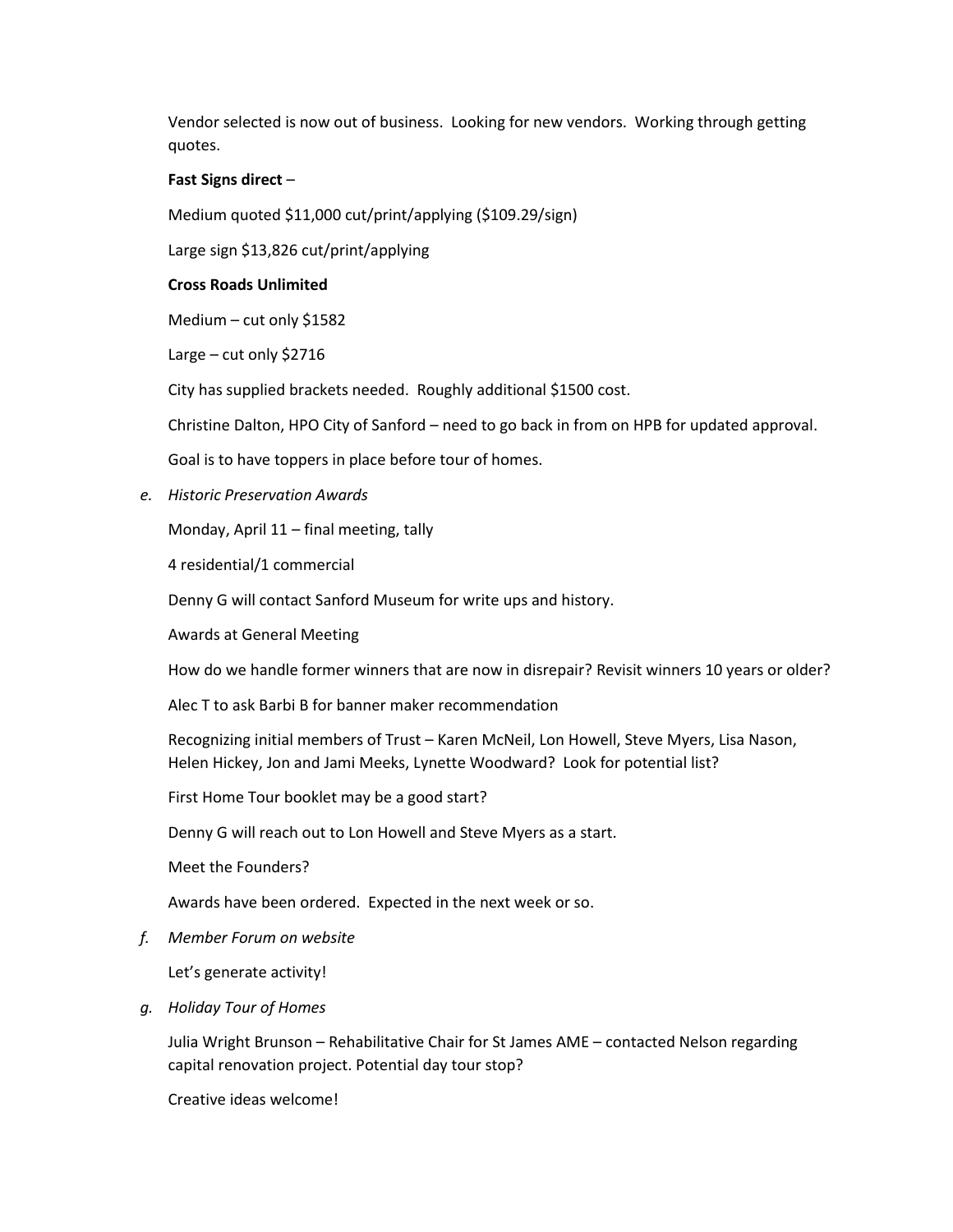Vendor selected is now out of business. Looking for new vendors. Working through getting quotes.

**Fast Signs direct** –

Medium quoted $11,000 cut/print/applying ($109.29/sign)

Large sign $13,826 cut/print/applying

**Cross Roads Unlimited**

Medium – cut only $1582

Large – cut only $2716

City has supplied brackets needed. Roughly additional $1500 cost.

Christine Dalton, HPO City of Sanford – need to go back in from on HPB for updated approval.

Goal is to have toppers in place before tour of homes.

*e. Historic Preservation Awards*

Monday, April 11 – final meeting, tally

4 residential/1 commercial

Denny G will contact Sanford Museum for write ups and history.

Awards at General Meeting

How do we handle former winners that are now in disrepair? Revisit winners 10 years or older?

Alec T to ask Barbi B for banner maker recommendation

Recognizing initial members of Trust – Karen McNeil, Lon Howell, Steve Myers, Lisa Nason, Helen Hickey, Jon and Jami Meeks, Lynette Woodward? Look for potential list?

First Home Tour booklet may be a good start?

Denny G will reach out to Lon Howell and Steve Myers as a start.

Meet the Founders?

Awards have been ordered. Expected in the next week or so.

*f. Member Forum on website*

Let's generate activity!

*g. Holiday Tour of Homes*

Julia Wright Brunson – Rehabilitative Chair for St James AME – contacted Nelson regarding capital renovation project. Potential day tour stop?

Creative ideas welcome!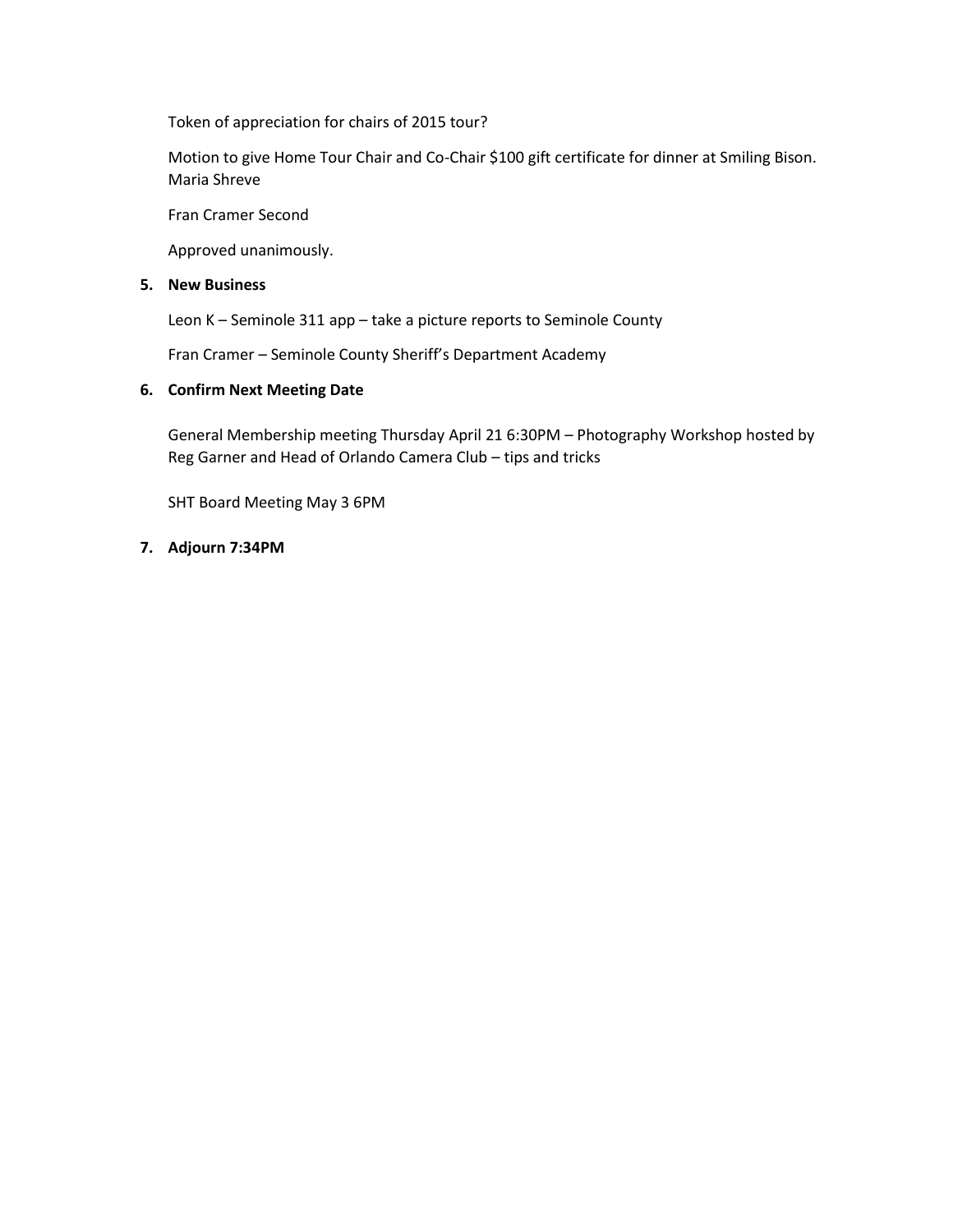Token of appreciation for chairs of 2015 tour?

Motion to give Home Tour Chair and Co-Chair $100 gift certificate for dinner at Smiling Bison. Maria Shreve

Fran Cramer Second

Approved unanimously.

5. **New Business**

   Leon K – Seminole 311 app – take a picture reports to Seminole County

   Fran Cramer – Seminole County Sheriff's Department Academy

6. **Confirm Next Meeting Date**

   General Membership meeting Thursday April 21 6:30PM – Photography Workshop hosted by Reg Garner and Head of Orlando Camera Club – tips and tricks

   SHT Board Meeting May 3 6PM

7. **Adjourn 7:34PM**